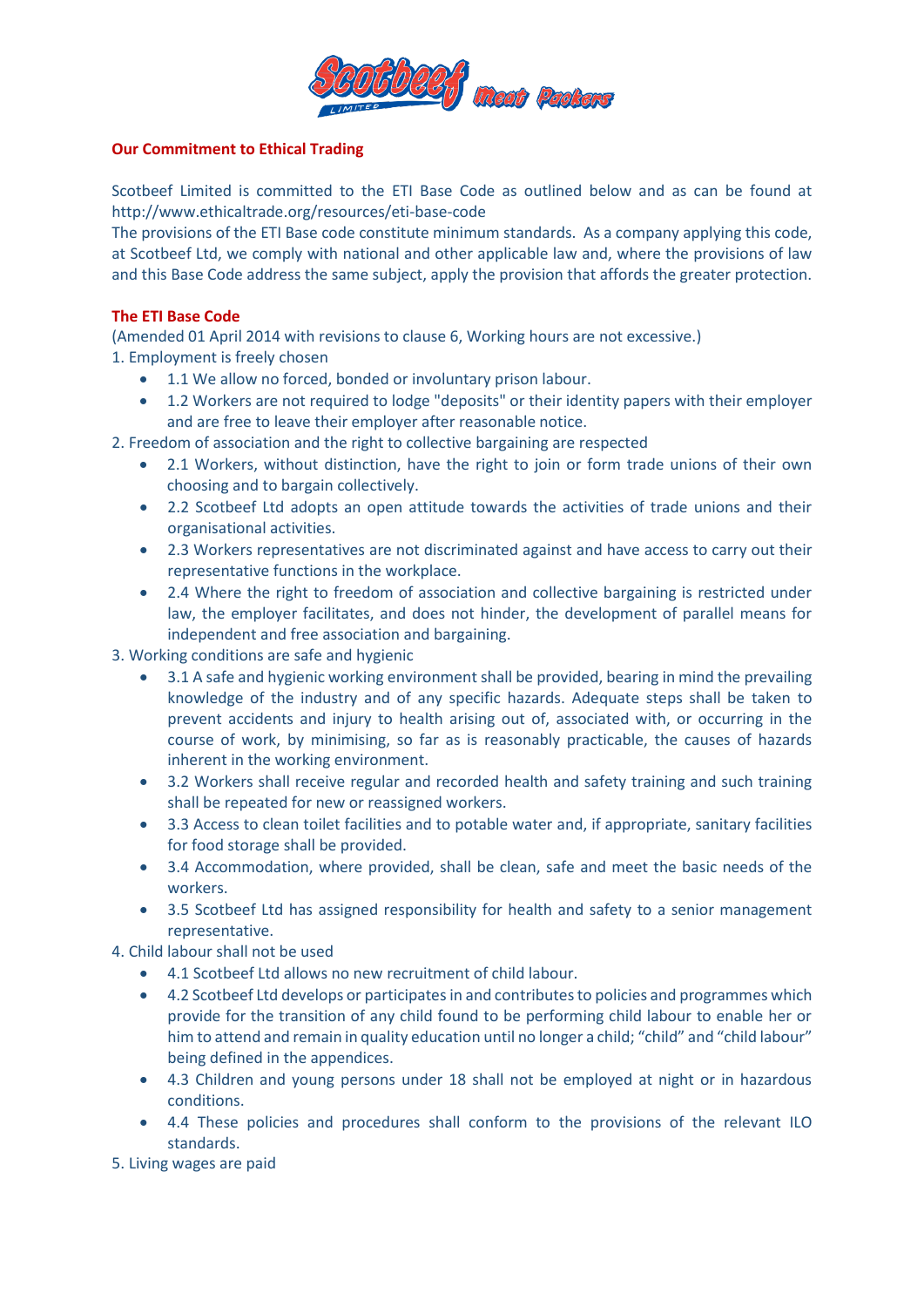## Our Commitment to Ethical Trading

Scotbeef Limited is committed to the ETI Base Code as outlined below and as can be found at http://www.ethicaltrade.org/resources/eti-base-code
The provisions of the ETI Base code constitute minimum standards. As a company applying this code, at Scotbeef Ltd, we comply with national and other applicable law and, where the provisions of law and this Base Code address the same subject, apply the provision that affords the greater protection.

## The ETI Base Code

(Amended 01 April 2014 with revisions to clause 6, Working hours are not excessive.)

1. Employment is freely chosen
   - 1.1 We allow no forced, bonded or involuntary prison labour.
   - 1.2 Workers are not required to lodge "deposits" or their identity papers with their employer and are free to leave their employer after reasonable notice.
2. Freedom of association and the right to collective bargaining are respected
   - 2.1 Workers, without distinction, have the right to join or form trade unions of their own choosing and to bargain collectively.
   - 2.2 Scotbeef Ltd adopts an open attitude towards the activities of trade unions and their organisational activities.
   - 2.3 Workers representatives are not discriminated against and have access to carry out their representative functions in the workplace.
   - 2.4 Where the right to freedom of association and collective bargaining is restricted under law, the employer facilitates, and does not hinder, the development of parallel means for independent and free association and bargaining.
3. Working conditions are safe and hygienic
   - 3.1 A safe and hygienic working environment shall be provided, bearing in mind the prevailing knowledge of the industry and of any specific hazards. Adequate steps shall be taken to prevent accidents and injury to health arising out of, associated with, or occurring in the course of work, by minimising, so far as is reasonably practicable, the causes of hazards inherent in the working environment.
   - 3.2 Workers shall receive regular and recorded health and safety training and such training shall be repeated for new or reassigned workers.
   - 3.3 Access to clean toilet facilities and to potable water and, if appropriate, sanitary facilities for food storage shall be provided.
   - 3.4 Accommodation, where provided, shall be clean, safe and meet the basic needs of the workers.
   - 3.5 Scotbeef Ltd has assigned responsibility for health and safety to a senior management representative.
4. Child labour shall not be used
   - 4.1 Scotbeef Ltd allows no new recruitment of child labour.
   - 4.2 Scotbeef Ltd develops or participates in and contributes to policies and programmes which provide for the transition of any child found to be performing child labour to enable her or him to attend and remain in quality education until no longer a child; "child" and "child labour" being defined in the appendices.
   - 4.3 Children and young persons under 18 shall not be employed at night or in hazardous conditions.
   - 4.4 These policies and procedures shall conform to the provisions of the relevant ILO standards.
5. Living wages are paid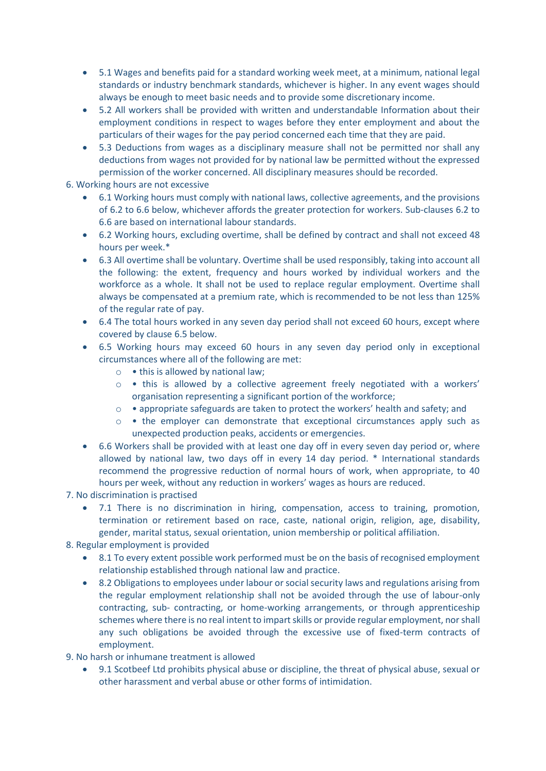- 5.1 Wages and benefits paid for a standard working week meet, at a minimum, national legal standards or industry benchmark standards, whichever is higher. In any event wages should always be enough to meet basic needs and to provide some discretionary income.
- 5.2 All workers shall be provided with written and understandable Information about their employment conditions in respect to wages before they enter employment and about the particulars of their wages for the pay period concerned each time that they are paid.
- 5.3 Deductions from wages as a disciplinary measure shall not be permitted nor shall any deductions from wages not provided for by national law be permitted without the expressed permission of the worker concerned. All disciplinary measures should be recorded.

6. Working hours are not excessive

- 6.1 Working hours must comply with national laws, collective agreements, and the provisions of 6.2 to 6.6 below, whichever affords the greater protection for workers. Sub-clauses 6.2 to 6.6 are based on international labour standards.
- 6.2 Working hours, excluding overtime, shall be defined by contract and shall not exceed 48 hours per week.*
- 6.3 All overtime shall be voluntary. Overtime shall be used responsibly, taking into account all the following: the extent, frequency and hours worked by individual workers and the workforce as a whole. It shall not be used to replace regular employment. Overtime shall always be compensated at a premium rate, which is recommended to be not less than 125% of the regular rate of pay.
- 6.4 The total hours worked in any seven day period shall not exceed 60 hours, except where covered by clause 6.5 below.
- 6.5 Working hours may exceed 60 hours in any seven day period only in exceptional circumstances where all of the following are met:
  - • this is allowed by national law;
  - • this is allowed by a collective agreement freely negotiated with a workers' organisation representing a significant portion of the workforce;
  - • appropriate safeguards are taken to protect the workers' health and safety; and
  - • the employer can demonstrate that exceptional circumstances apply such as unexpected production peaks, accidents or emergencies.
- 6.6 Workers shall be provided with at least one day off in every seven day period or, where allowed by national law, two days off in every 14 day period. * International standards recommend the progressive reduction of normal hours of work, when appropriate, to 40 hours per week, without any reduction in workers' wages as hours are reduced.

7. No discrimination is practised

- 7.1 There is no discrimination in hiring, compensation, access to training, promotion, termination or retirement based on race, caste, national origin, religion, age, disability, gender, marital status, sexual orientation, union membership or political affiliation.

8. Regular employment is provided

- 8.1 To every extent possible work performed must be on the basis of recognised employment relationship established through national law and practice.
- 8.2 Obligations to employees under labour or social security laws and regulations arising from the regular employment relationship shall not be avoided through the use of labour-only contracting, sub- contracting, or home-working arrangements, or through apprenticeship schemes where there is no real intent to impart skills or provide regular employment, nor shall any such obligations be avoided through the excessive use of fixed-term contracts of employment.

9. No harsh or inhumane treatment is allowed

- 9.1 Scotbeef Ltd prohibits physical abuse or discipline, the threat of physical abuse, sexual or other harassment and verbal abuse or other forms of intimidation.